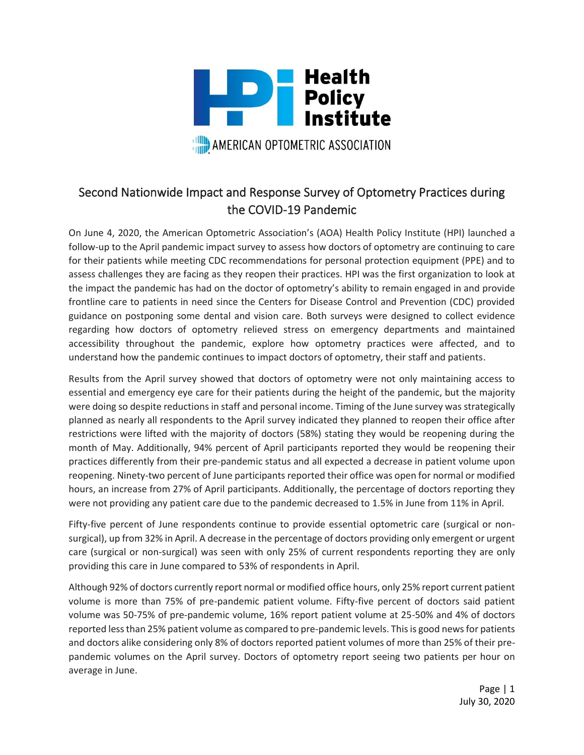Health Policy Institute

AMERICAN OPTOMETRIC ASSOCIATION

# Second Nationwide Impact and Response Survey of Optometry Practices during the COVID-19 Pandemic

On June 4, 2020, the American Optometric Association's (AOA) Health Policy Institute (HPI) launched a follow-up to the April pandemic impact survey to assess how doctors of optometry are continuing to care for their patients while meeting CDC recommendations for personal protection equipment (PPE) and to assess challenges they are facing as they reopen their practices. HPI was the first organization to look at the impact the pandemic has had on the doctor of optometry's ability to remain engaged in and provide frontline care to patients in need since the Centers for Disease Control and Prevention (CDC) provided guidance on postponing some dental and vision care. Both surveys were designed to collect evidence regarding how doctors of optometry relieved stress on emergency departments and maintained accessibility throughout the pandemic, explore how optometry practices were affected, and to understand how the pandemic continues to impact doctors of optometry, their staff and patients.

Results from the April survey showed that doctors of optometry were not only maintaining access to essential and emergency eye care for their patients during the height of the pandemic, but the majority were doing so despite reductions in staff and personal income. Timing of the June survey was strategically planned as nearly all respondents to the April survey indicated they planned to reopen their office after restrictions were lifted with the majority of doctors (58%) stating they would be reopening during the month of May. Additionally, 94% percent of April participants reported they would be reopening their practices differently from their pre-pandemic status and all expected a decrease in patient volume upon reopening. Ninety-two percent of June participants reported their office was open for normal or modified hours, an increase from 27% of April participants. Additionally, the percentage of doctors reporting they were not providing any patient care due to the pandemic decreased to 1.5% in June from 11% in April.

Fifty-five percent of June respondents continue to provide essential optometric care (surgical or non-surgical), up from 32% in April. A decrease in the percentage of doctors providing only emergent or urgent care (surgical or non-surgical) was seen with only 25% of current respondents reporting they are only providing this care in June compared to 53% of respondents in April.

Although 92% of doctors currently report normal or modified office hours, only 25% report current patient volume is more than 75% of pre-pandemic patient volume. Fifty-five percent of doctors said patient volume was 50-75% of pre-pandemic volume, 16% report patient volume at 25-50% and 4% of doctors reported less than 25% patient volume as compared to pre-pandemic levels. This is good news for patients and doctors alike considering only 8% of doctors reported patient volumes of more than 25% of their pre-pandemic volumes on the April survey. Doctors of optometry report seeing two patients per hour on average in June.

July 30, 2020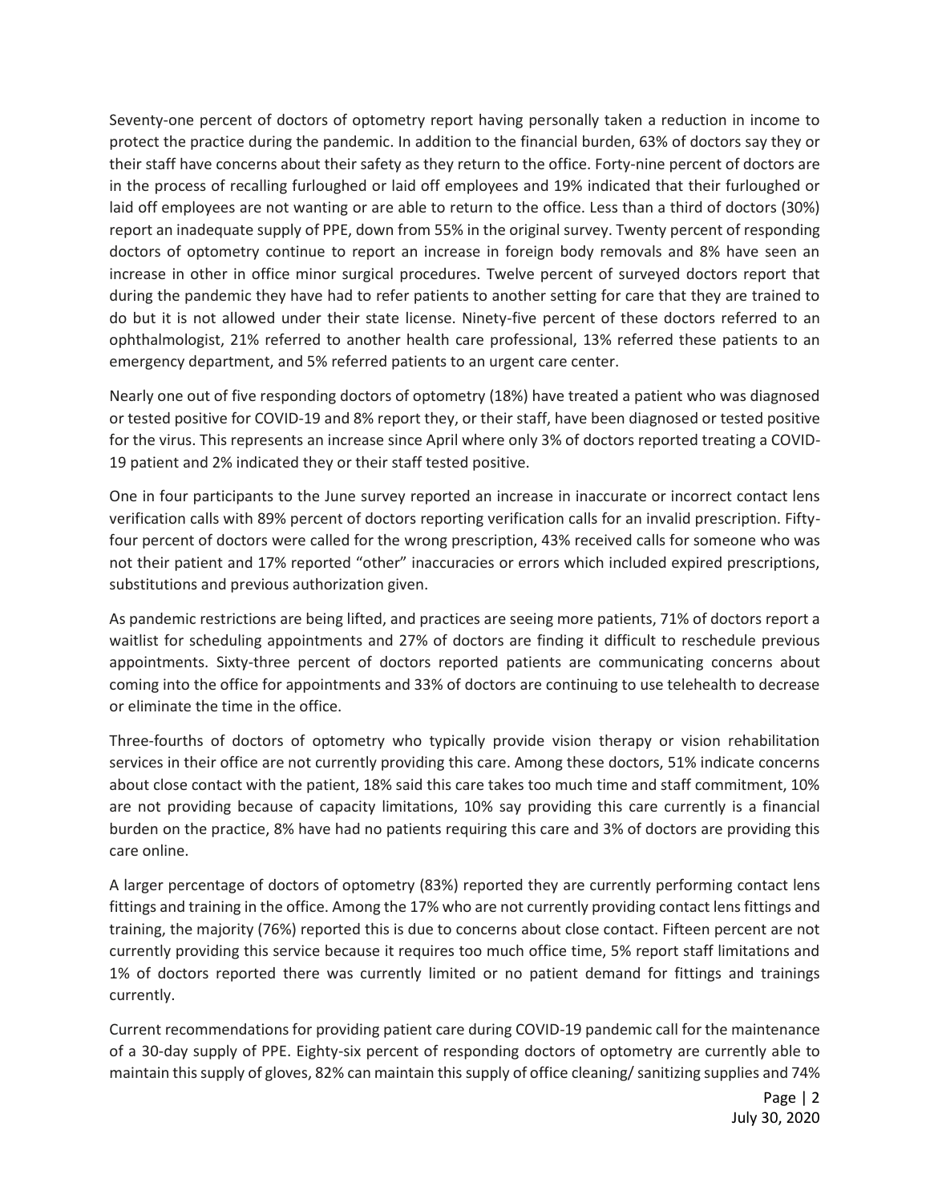Seventy-one percent of doctors of optometry report having personally taken a reduction in income to protect the practice during the pandemic. In addition to the financial burden, 63% of doctors say they or their staff have concerns about their safety as they return to the office. Forty-nine percent of doctors are in the process of recalling furloughed or laid off employees and 19% indicated that their furloughed or laid off employees are not wanting or are able to return to the office. Less than a third of doctors (30%) report an inadequate supply of PPE, down from 55% in the original survey. Twenty percent of responding doctors of optometry continue to report an increase in foreign body removals and 8% have seen an increase in other in office minor surgical procedures. Twelve percent of surveyed doctors report that during the pandemic they have had to refer patients to another setting for care that they are trained to do but it is not allowed under their state license. Ninety-five percent of these doctors referred to an ophthalmologist, 21% referred to another health care professional, 13% referred these patients to an emergency department, and 5% referred patients to an urgent care center.

Nearly one out of five responding doctors of optometry (18%) have treated a patient who was diagnosed or tested positive for COVID-19 and 8% report they, or their staff, have been diagnosed or tested positive for the virus. This represents an increase since April where only 3% of doctors reported treating a COVID-19 patient and 2% indicated they or their staff tested positive.

One in four participants to the June survey reported an increase in inaccurate or incorrect contact lens verification calls with 89% percent of doctors reporting verification calls for an invalid prescription. Fifty-four percent of doctors were called for the wrong prescription, 43% received calls for someone who was not their patient and 17% reported "other" inaccuracies or errors which included expired prescriptions, substitutions and previous authorization given.

As pandemic restrictions are being lifted, and practices are seeing more patients, 71% of doctors report a waitlist for scheduling appointments and 27% of doctors are finding it difficult to reschedule previous appointments. Sixty-three percent of doctors reported patients are communicating concerns about coming into the office for appointments and 33% of doctors are continuing to use telehealth to decrease or eliminate the time in the office.

Three-fourths of doctors of optometry who typically provide vision therapy or vision rehabilitation services in their office are not currently providing this care. Among these doctors, 51% indicate concerns about close contact with the patient, 18% said this care takes too much time and staff commitment, 10% are not providing because of capacity limitations, 10% say providing this care currently is a financial burden on the practice, 8% have had no patients requiring this care and 3% of doctors are providing this care online.

A larger percentage of doctors of optometry (83%) reported they are currently performing contact lens fittings and training in the office. Among the 17% who are not currently providing contact lens fittings and training, the majority (76%) reported this is due to concerns about close contact. Fifteen percent are not currently providing this service because it requires too much office time, 5% report staff limitations and 1% of doctors reported there was currently limited or no patient demand for fittings and trainings currently.

Current recommendations for providing patient care during COVID-19 pandemic call for the maintenance of a 30-day supply of PPE. Eighty-six percent of responding doctors of optometry are currently able to maintain this supply of gloves, 82% can maintain this supply of office cleaning/ sanitizing supplies and 74%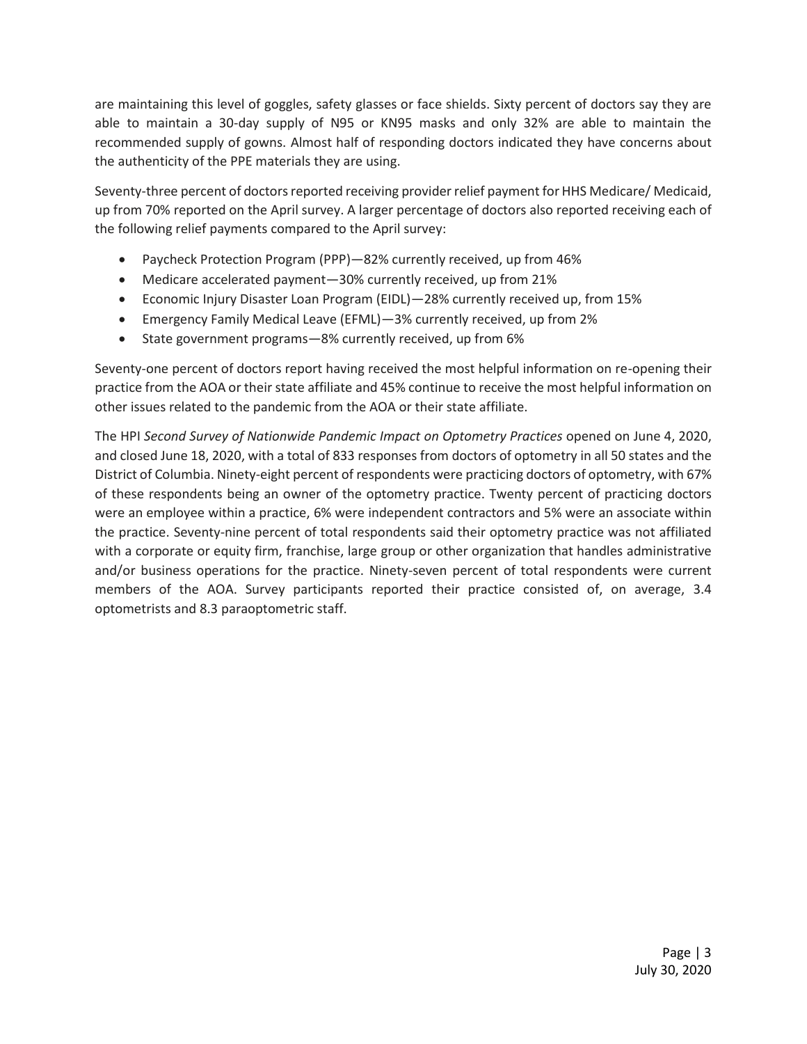are maintaining this level of goggles, safety glasses or face shields. Sixty percent of doctors say they are able to maintain a 30-day supply of N95 or KN95 masks and only 32% are able to maintain the recommended supply of gowns. Almost half of responding doctors indicated they have concerns about the authenticity of the PPE materials they are using.

Seventy-three percent of doctors reported receiving provider relief payment for HHS Medicare/ Medicaid, up from 70% reported on the April survey. A larger percentage of doctors also reported receiving each of the following relief payments compared to the April survey:

- Paycheck Protection Program (PPP)—82% currently received, up from 46%
- Medicare accelerated payment—30% currently received, up from 21%
- Economic Injury Disaster Loan Program (EIDL)—28% currently received up, from 15%
- Emergency Family Medical Leave (EFML)—3% currently received, up from 2%
- State government programs—8% currently received, up from 6%

Seventy-one percent of doctors report having received the most helpful information on re-opening their practice from the AOA or their state affiliate and 45% continue to receive the most helpful information on other issues related to the pandemic from the AOA or their state affiliate.

The HPI *Second Survey of Nationwide Pandemic Impact on Optometry Practices* opened on June 4, 2020, and closed June 18, 2020, with a total of 833 responses from doctors of optometry in all 50 states and the District of Columbia. Ninety-eight percent of respondents were practicing doctors of optometry, with 67% of these respondents being an owner of the optometry practice. Twenty percent of practicing doctors were an employee within a practice, 6% were independent contractors and 5% were an associate within the practice. Seventy-nine percent of total respondents said their optometry practice was not affiliated with a corporate or equity firm, franchise, large group or other organization that handles administrative and/or business operations for the practice. Ninety-seven percent of total respondents were current members of the AOA. Survey participants reported their practice consisted of, on average, 3.4 optometrists and 8.3 paraoptometric staff.